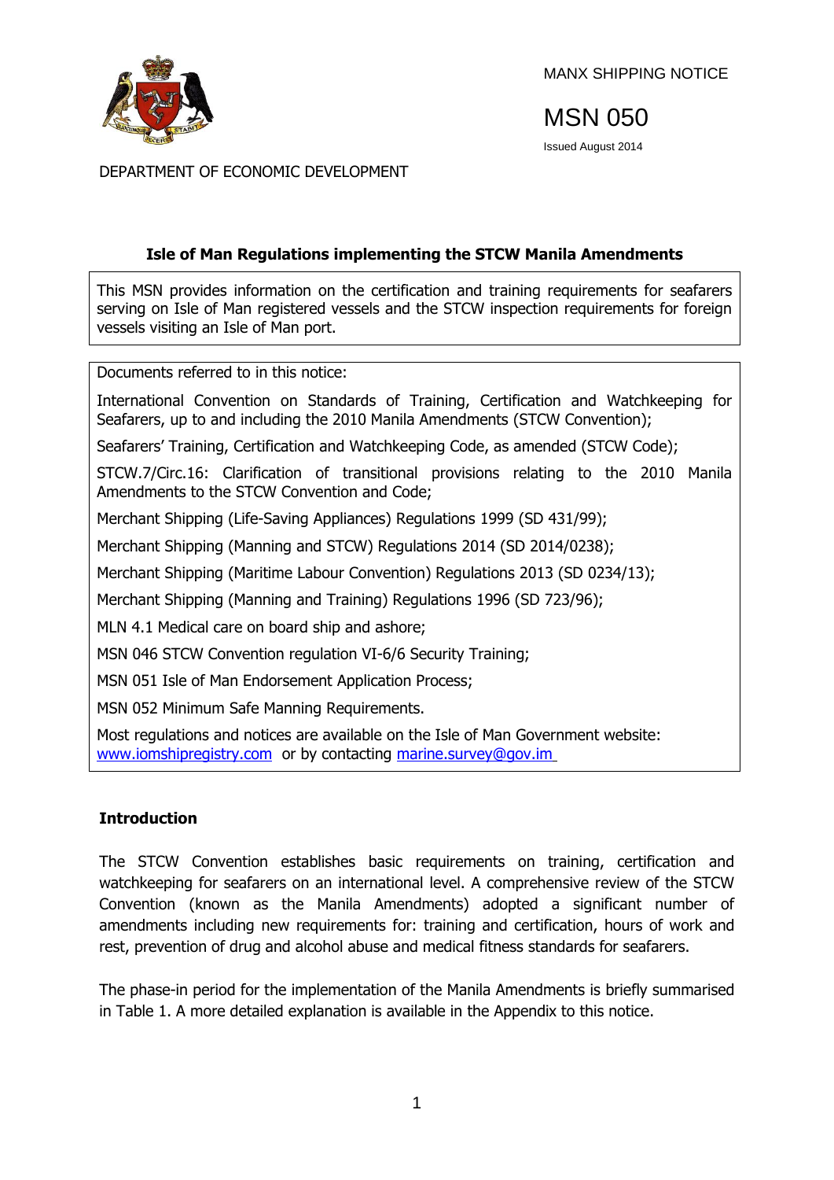MANX SHIPPING NOTICE

# MSN 050

Issued August 2014

DEPARTMENT OF ECONOMIC DEVELOPMENT

## Isle of Man Regulations implementing the STCW Manila Amendments

This MSN provides information on the certification and training requirements for seafarers serving on Isle of Man registered vessels and the STCW inspection requirements for foreign vessels visiting an Isle of Man port.

Documents referred to in this notice:

International Convention on Standards of Training, Certification and Watchkeeping for Seafarers, up to and including the 2010 Manila Amendments (STCW Convention);

Seafarers' Training, Certification and Watchkeeping Code, as amended (STCW Code);

STCW.7/Circ.16: Clarification of transitional provisions relating to the 2010 Manila Amendments to the STCW Convention and Code;

Merchant Shipping (Life-Saving Appliances) Regulations 1999 (SD 431/99);

Merchant Shipping (Manning and STCW) Regulations 2014 (SD 2014/0238);

Merchant Shipping (Maritime Labour Convention) Regulations 2013 (SD 0234/13);

Merchant Shipping (Manning and Training) Regulations 1996 (SD 723/96);

MLN 4.1 Medical care on board ship and ashore;

MSN 046 STCW Convention regulation VI-6/6 Security Training;

MSN 051 Isle of Man Endorsement Application Process;

MSN 052 Minimum Safe Manning Requirements.

Most regulations and notices are available on the Isle of Man Government website: www.iomshipregistry.com or by contacting marine.survey@gov.im

### Introduction

The STCW Convention establishes basic requirements on training, certification and watchkeeping for seafarers on an international level. A comprehensive review of the STCW Convention (known as the Manila Amendments) adopted a significant number of amendments including new requirements for: training and certification, hours of work and rest, prevention of drug and alcohol abuse and medical fitness standards for seafarers.

The phase-in period for the implementation of the Manila Amendments is briefly summarised in Table 1. A more detailed explanation is available in the Appendix to this notice.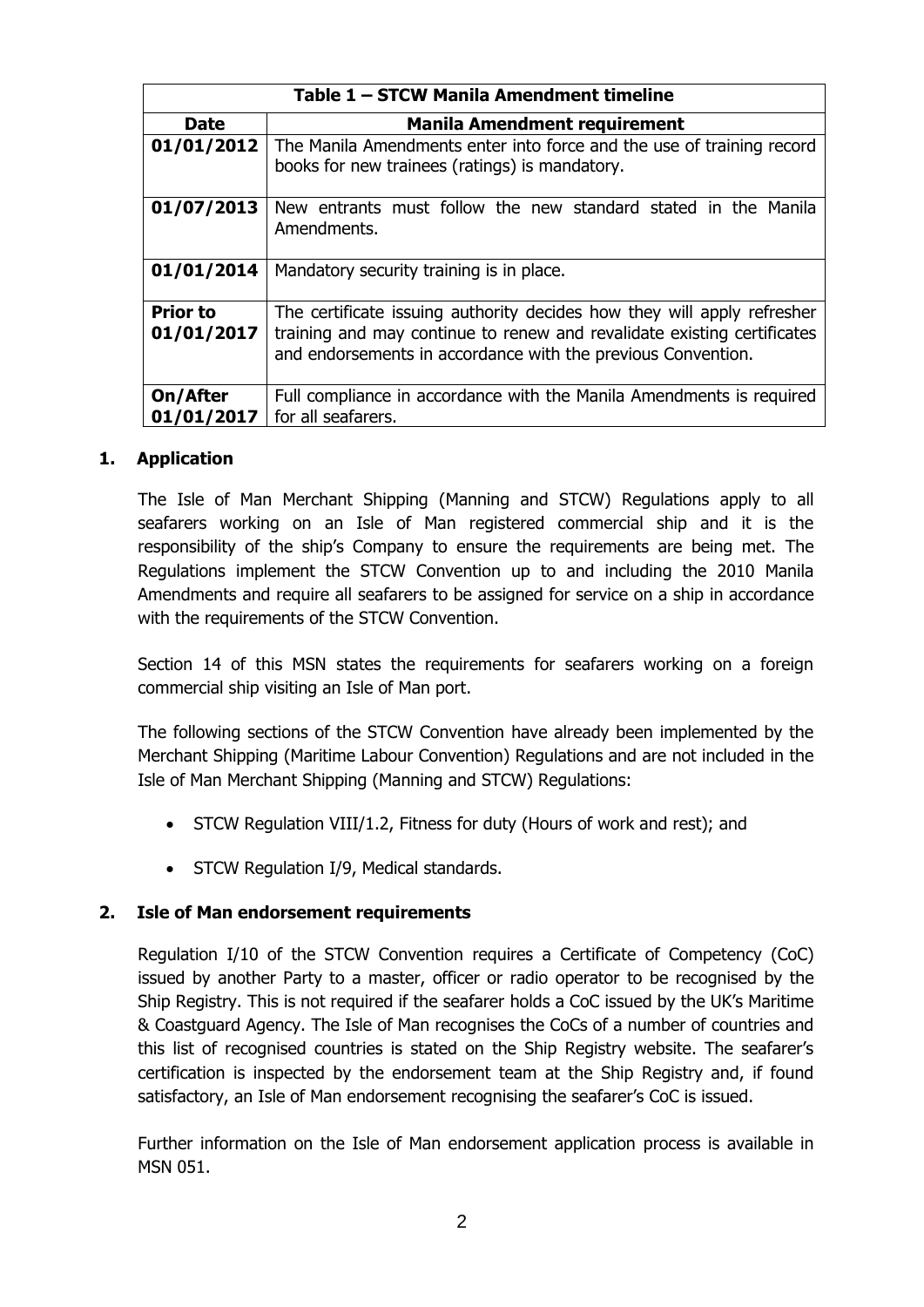| Table 1 – STCW Manila Amendment timeline | |
|---|---|
| **Date** | **Manila Amendment requirement** |
| **01/01/2012** | The Manila Amendments enter into force and the use of training record books for new trainees (ratings) is mandatory. |
| **01/07/2013** | New entrants must follow the new standard stated in the Manila Amendments. |
| **01/01/2014** | Mandatory security training is in place. |
| **Prior to 01/01/2017** | The certificate issuing authority decides how they will apply refresher training and may continue to renew and revalidate existing certificates and endorsements in accordance with the previous Convention. |
| **On/After 01/01/2017** | Full compliance in accordance with the Manila Amendments is required for all seafarers. |

## 1. Application

The Isle of Man Merchant Shipping (Manning and STCW) Regulations apply to all seafarers working on an Isle of Man registered commercial ship and it is the responsibility of the ship's Company to ensure the requirements are being met. The Regulations implement the STCW Convention up to and including the 2010 Manila Amendments and require all seafarers to be assigned for service on a ship in accordance with the requirements of the STCW Convention.

Section 14 of this MSN states the requirements for seafarers working on a foreign commercial ship visiting an Isle of Man port.

The following sections of the STCW Convention have already been implemented by the Merchant Shipping (Maritime Labour Convention) Regulations and are not included in the Isle of Man Merchant Shipping (Manning and STCW) Regulations:

- STCW Regulation VIII/1.2, Fitness for duty (Hours of work and rest); and
- STCW Regulation I/9, Medical standards.

## 2. Isle of Man endorsement requirements

Regulation I/10 of the STCW Convention requires a Certificate of Competency (CoC) issued by another Party to a master, officer or radio operator to be recognised by the Ship Registry. This is not required if the seafarer holds a CoC issued by the UK's Maritime & Coastguard Agency. The Isle of Man recognises the CoCs of a number of countries and this list of recognised countries is stated on the Ship Registry website. The seafarer's certification is inspected by the endorsement team at the Ship Registry and, if found satisfactory, an Isle of Man endorsement recognising the seafarer's CoC is issued.

Further information on the Isle of Man endorsement application process is available in MSN 051.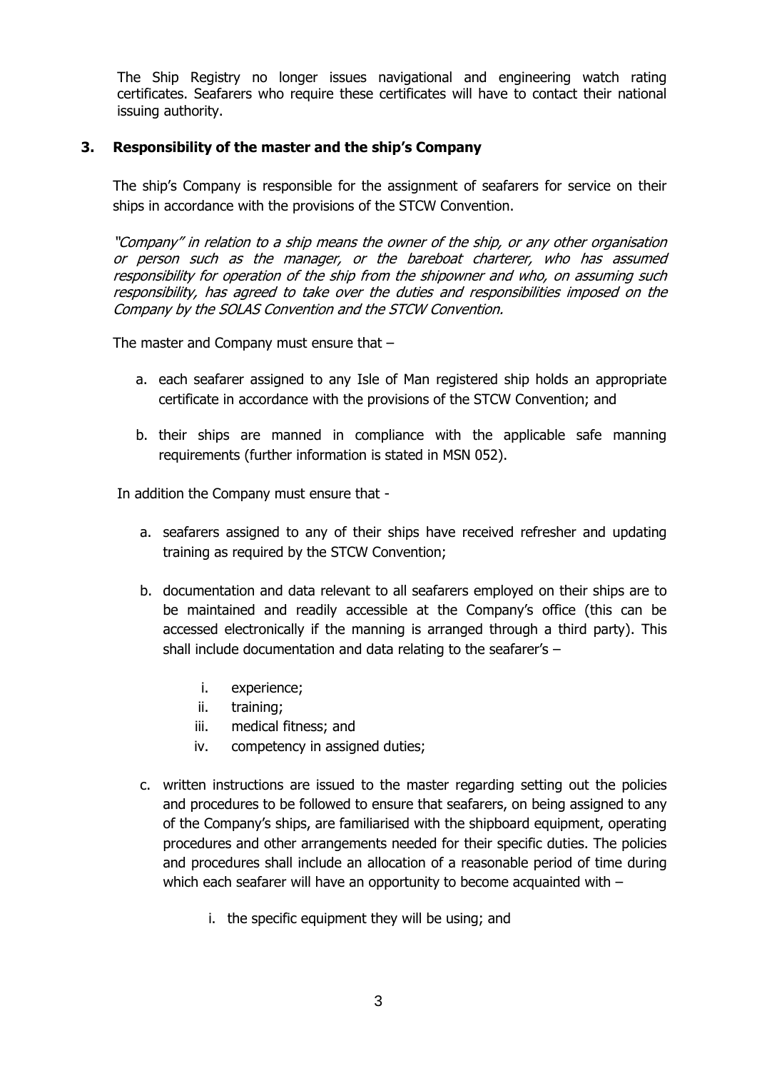The Ship Registry no longer issues navigational and engineering watch rating certificates. Seafarers who require these certificates will have to contact their national issuing authority.

## 3. Responsibility of the master and the ship's Company

The ship's Company is responsible for the assignment of seafarers for service on their ships in accordance with the provisions of the STCW Convention.

*"Company" in relation to a ship means the owner of the ship, or any other organisation or person such as the manager, or the bareboat charterer, who has assumed responsibility for operation of the ship from the shipowner and who, on assuming such responsibility, has agreed to take over the duties and responsibilities imposed on the Company by the SOLAS Convention and the STCW Convention.*

The master and Company must ensure that –

a. each seafarer assigned to any Isle of Man registered ship holds an appropriate certificate in accordance with the provisions of the STCW Convention; and

b. their ships are manned in compliance with the applicable safe manning requirements (further information is stated in MSN 052).

In addition the Company must ensure that -

a. seafarers assigned to any of their ships have received refresher and updating training as required by the STCW Convention;

b. documentation and data relevant to all seafarers employed on their ships are to be maintained and readily accessible at the Company's office (this can be accessed electronically if the manning is arranged through a third party). This shall include documentation and data relating to the seafarer's –

    i. experience;
    ii. training;
    iii. medical fitness; and
    iv. competency in assigned duties;

c. written instructions are issued to the master regarding setting out the policies and procedures to be followed to ensure that seafarers, on being assigned to any of the Company's ships, are familiarised with the shipboard equipment, operating procedures and other arrangements needed for their specific duties. The policies and procedures shall include an allocation of a reasonable period of time during which each seafarer will have an opportunity to become acquainted with –

    i. the specific equipment they will be using; and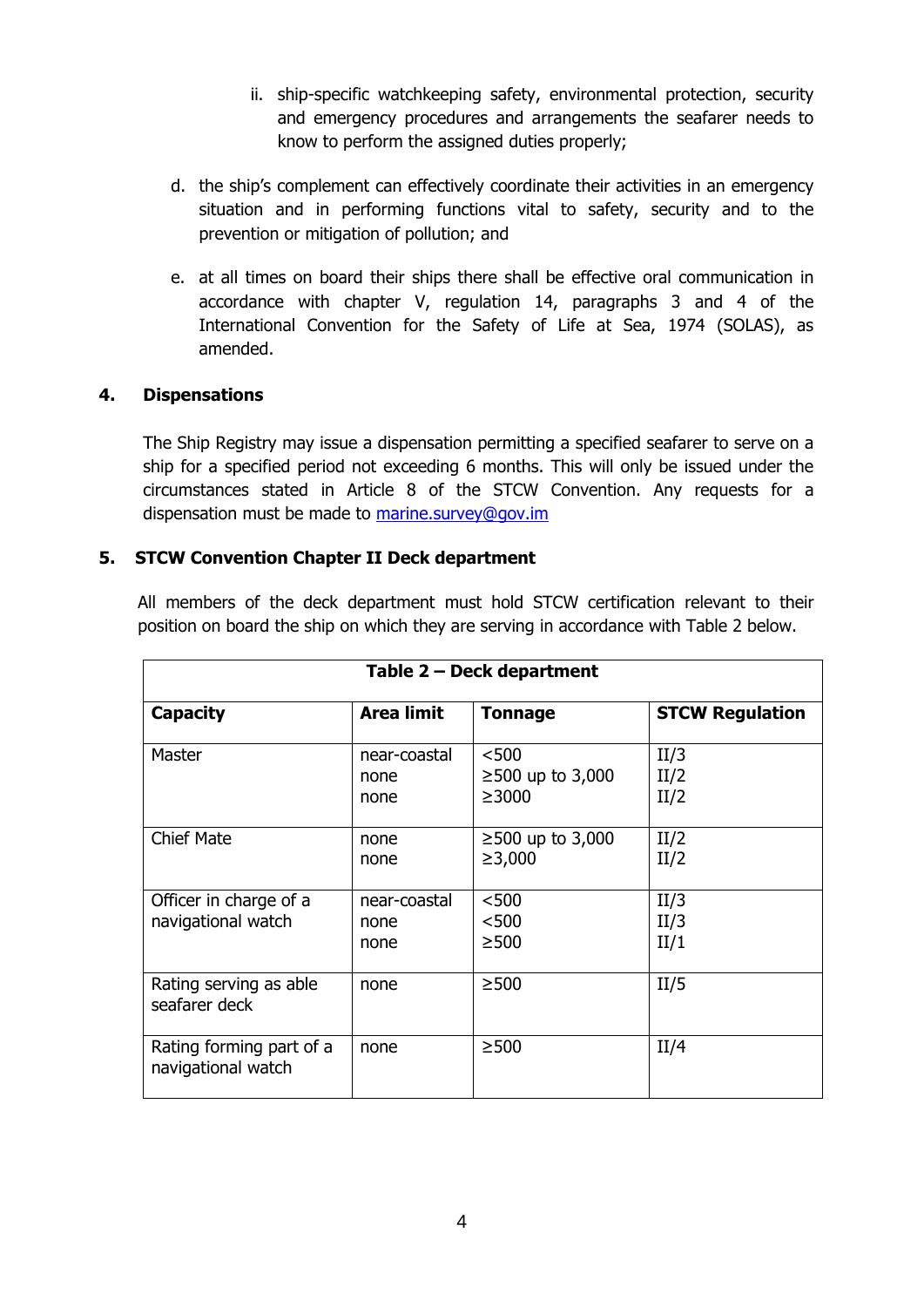ii. ship-specific watchkeeping safety, environmental protection, security and emergency procedures and arrangements the seafarer needs to know to perform the assigned duties properly;

d. the ship's complement can effectively coordinate their activities in an emergency situation and in performing functions vital to safety, security and to the prevention or mitigation of pollution; and

e. at all times on board their ships there shall be effective oral communication in accordance with chapter V, regulation 14, paragraphs 3 and 4 of the International Convention for the Safety of Life at Sea, 1974 (SOLAS), as amended.

## 4. Dispensations

The Ship Registry may issue a dispensation permitting a specified seafarer to serve on a ship for a specified period not exceeding 6 months. This will only be issued under the circumstances stated in Article 8 of the STCW Convention. Any requests for a dispensation must be made to [marine.survey@gov.im](mailto:marine.survey@gov.im)

## 5. STCW Convention Chapter II Deck department

All members of the deck department must hold STCW certification relevant to their position on board the ship on which they are serving in accordance with Table 2 below.

**Table 2 – Deck department**

| Capacity | Area limit | Tonnage | STCW Regulation |
|---|---|---|---|
| Master | near-coastal<br>none<br>none | <500<br>≥500 up to 3,000<br>≥3000 | II/3<br>II/2<br>II/2 |
| Chief Mate | none<br>none | ≥500 up to 3,000<br>≥3,000 | II/2<br>II/2 |
| Officer in charge of a navigational watch | near-coastal<br>none<br>none | <500<br><500<br>≥500 | II/3<br>II/3<br>II/1 |
| Rating serving as able seafarer deck | none | ≥500 | II/5 |
| Rating forming part of a navigational watch | none | ≥500 | II/4 |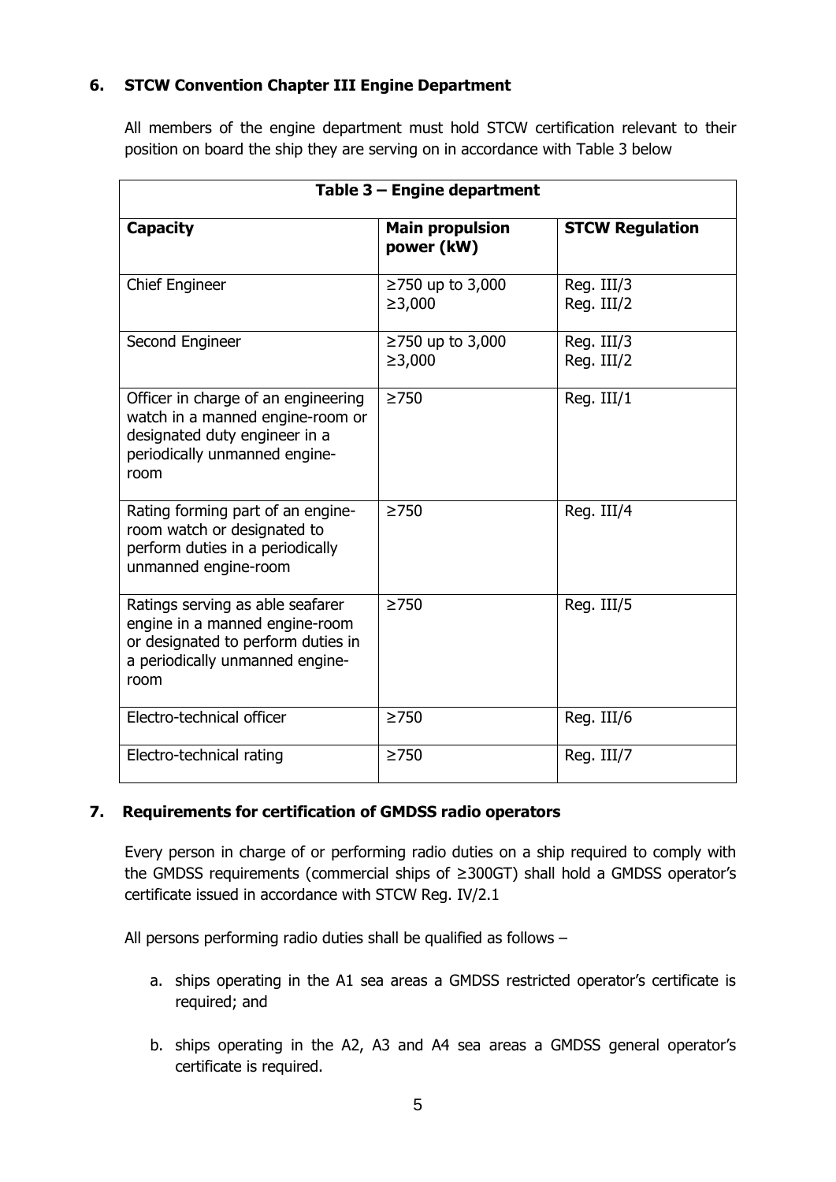## 6. STCW Convention Chapter III Engine Department

All members of the engine department must hold STCW certification relevant to their position on board the ship they are serving on in accordance with Table 3 below

| Table 3 – Engine department | | |
|---|---|---|
| **Capacity** | **Main propulsion power (kW)** | **STCW Regulation** |
| Chief Engineer | ≥750 up to 3,000<br>≥3,000 | Reg. III/3<br>Reg. III/2 |
| Second Engineer | ≥750 up to 3,000<br>≥3,000 | Reg. III/3<br>Reg. III/2 |
| Officer in charge of an engineering watch in a manned engine-room or designated duty engineer in a periodically unmanned engine-room | ≥750 | Reg. III/1 |
| Rating forming part of an engine-room watch or designated to perform duties in a periodically unmanned engine-room | ≥750 | Reg. III/4 |
| Ratings serving as able seafarer engine in a manned engine-room or designated to perform duties in a periodically unmanned engine-room | ≥750 | Reg. III/5 |
| Electro-technical officer | ≥750 | Reg. III/6 |
| Electro-technical rating | ≥750 | Reg. III/7 |

## 7. Requirements for certification of GMDSS radio operators

Every person in charge of or performing radio duties on a ship required to comply with the GMDSS requirements (commercial ships of ≥300GT) shall hold a GMDSS operator's certificate issued in accordance with STCW Reg. IV/2.1

All persons performing radio duties shall be qualified as follows –

a. ships operating in the A1 sea areas a GMDSS restricted operator's certificate is required; and

b. ships operating in the A2, A3 and A4 sea areas a GMDSS general operator's certificate is required.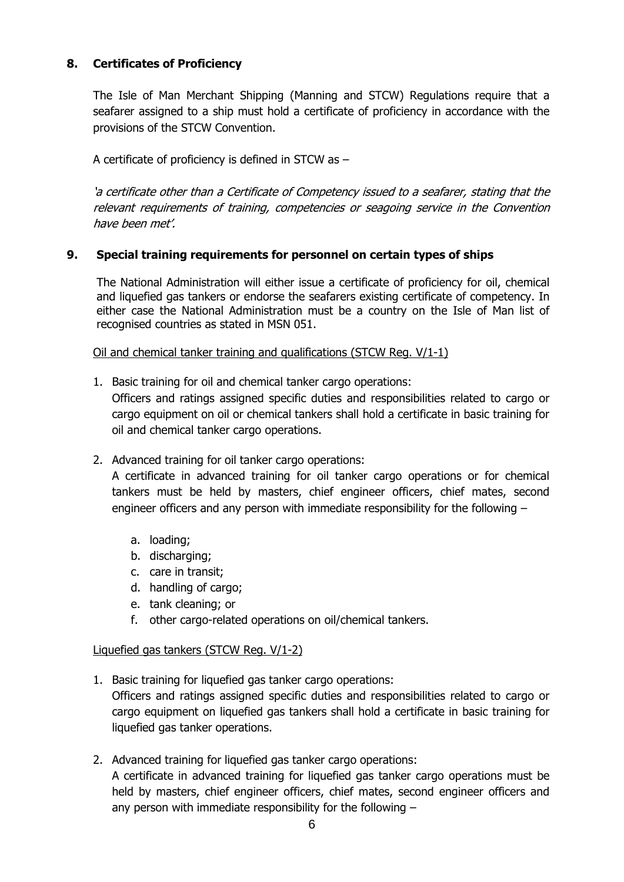## 8. Certificates of Proficiency

The Isle of Man Merchant Shipping (Manning and STCW) Regulations require that a seafarer assigned to a ship must hold a certificate of proficiency in accordance with the provisions of the STCW Convention.

A certificate of proficiency is defined in STCW as –

*'a certificate other than a Certificate of Competency issued to a seafarer, stating that the relevant requirements of training, competencies or seagoing service in the Convention have been met'.*

## 9. Special training requirements for personnel on certain types of ships

The National Administration will either issue a certificate of proficiency for oil, chemical and liquefied gas tankers or endorse the seafarers existing certificate of competency. In either case the National Administration must be a country on the Isle of Man list of recognised countries as stated in MSN 051.

<u>Oil and chemical tanker training and qualifications (STCW Reg. V/1-1)</u>

1. Basic training for oil and chemical tanker cargo operations:
   Officers and ratings assigned specific duties and responsibilities related to cargo or cargo equipment on oil or chemical tankers shall hold a certificate in basic training for oil and chemical tanker cargo operations.

2. Advanced training for oil tanker cargo operations:
   A certificate in advanced training for oil tanker cargo operations or for chemical tankers must be held by masters, chief engineer officers, chief mates, second engineer officers and any person with immediate responsibility for the following –

   a. loading;
   b. discharging;
   c. care in transit;
   d. handling of cargo;
   e. tank cleaning; or
   f. other cargo-related operations on oil/chemical tankers.

<u>Liquefied gas tankers (STCW Reg. V/1-2)</u>

1. Basic training for liquefied gas tanker cargo operations:
   Officers and ratings assigned specific duties and responsibilities related to cargo or cargo equipment on liquefied gas tankers shall hold a certificate in basic training for liquefied gas tanker operations.

2. Advanced training for liquefied gas tanker cargo operations:
   A certificate in advanced training for liquefied gas tanker cargo operations must be held by masters, chief engineer officers, chief mates, second engineer officers and any person with immediate responsibility for the following –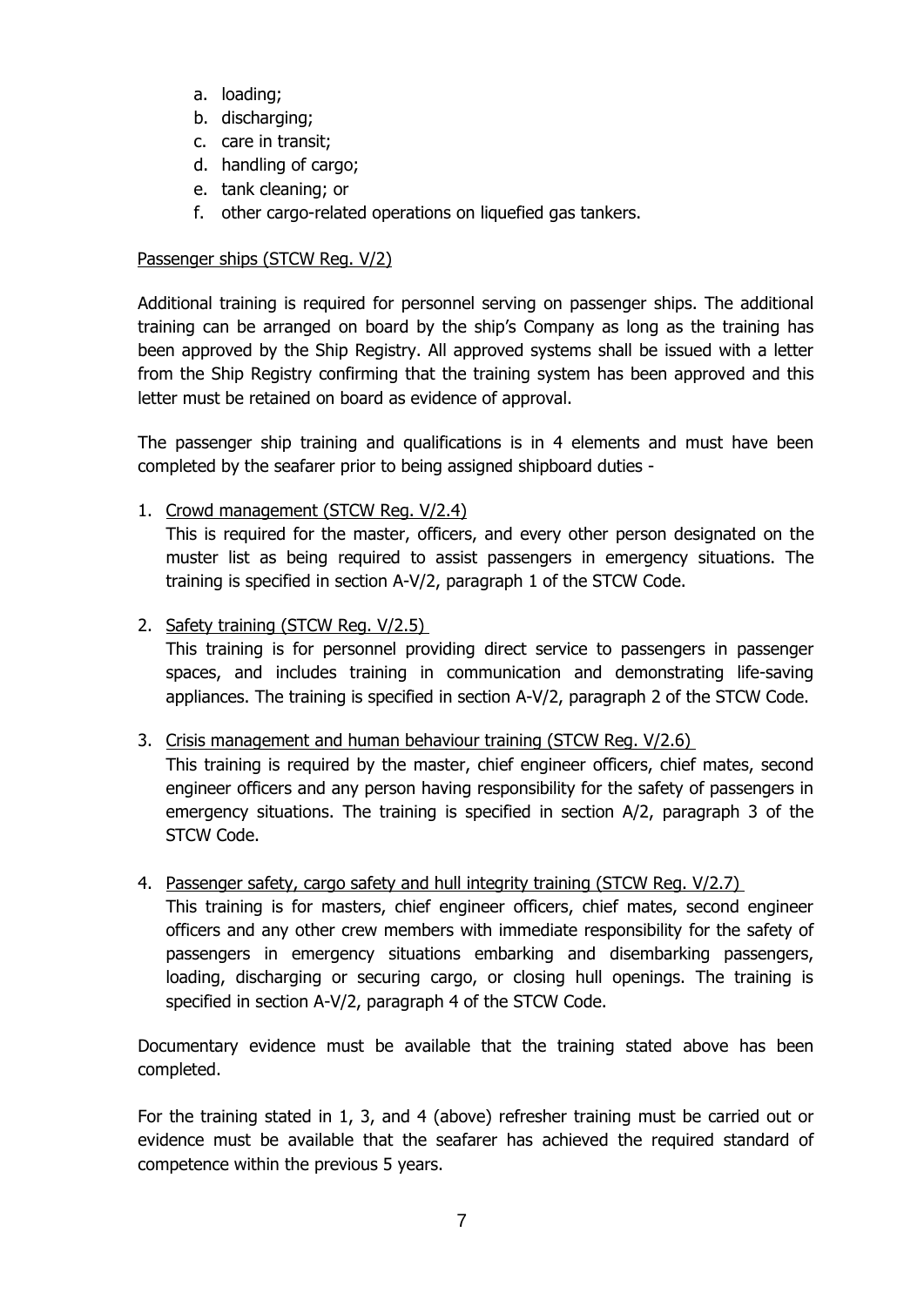a. loading;
b. discharging;
c. care in transit;
d. handling of cargo;
e. tank cleaning; or
f. other cargo-related operations on liquefied gas tankers.

Passenger ships (STCW Reg. V/2)

Additional training is required for personnel serving on passenger ships. The additional training can be arranged on board by the ship's Company as long as the training has been approved by the Ship Registry. All approved systems shall be issued with a letter from the Ship Registry confirming that the training system has been approved and this letter must be retained on board as evidence of approval.

The passenger ship training and qualifications is in 4 elements and must have been completed by the seafarer prior to being assigned shipboard duties -

1. Crowd management (STCW Reg. V/2.4)
   This is required for the master, officers, and every other person designated on the muster list as being required to assist passengers in emergency situations. The training is specified in section A-V/2, paragraph 1 of the STCW Code.

2. Safety training (STCW Reg. V/2.5)
   This training is for personnel providing direct service to passengers in passenger spaces, and includes training in communication and demonstrating life-saving appliances. The training is specified in section A-V/2, paragraph 2 of the STCW Code.

3. Crisis management and human behaviour training (STCW Reg. V/2.6)
   This training is required by the master, chief engineer officers, chief mates, second engineer officers and any person having responsibility for the safety of passengers in emergency situations. The training is specified in section A/2, paragraph 3 of the STCW Code.

4. Passenger safety, cargo safety and hull integrity training (STCW Reg. V/2.7)
   This training is for masters, chief engineer officers, chief mates, second engineer officers and any other crew members with immediate responsibility for the safety of passengers in emergency situations embarking and disembarking passengers, loading, discharging or securing cargo, or closing hull openings. The training is specified in section A-V/2, paragraph 4 of the STCW Code.

Documentary evidence must be available that the training stated above has been completed.

For the training stated in 1, 3, and 4 (above) refresher training must be carried out or evidence must be available that the seafarer has achieved the required standard of competence within the previous 5 years.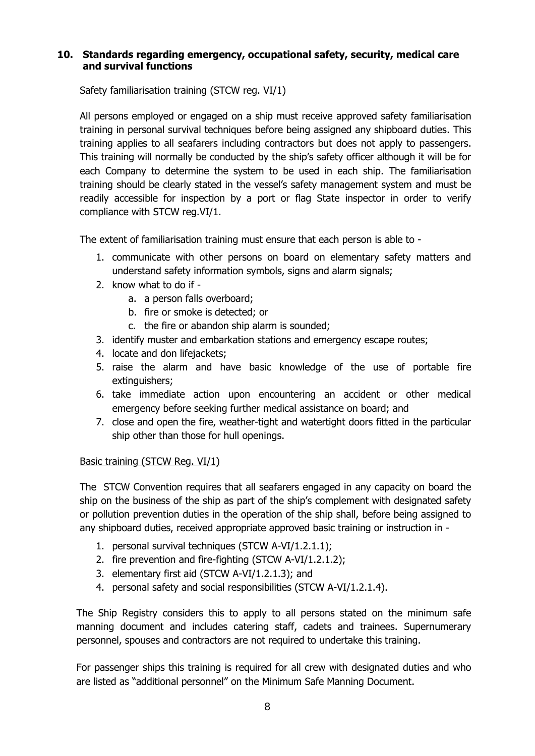## 10. Standards regarding emergency, occupational safety, security, medical care and survival functions

Safety familiarisation training (STCW reg. VI/1)

All persons employed or engaged on a ship must receive approved safety familiarisation training in personal survival techniques before being assigned any shipboard duties. This training applies to all seafarers including contractors but does not apply to passengers. This training will normally be conducted by the ship's safety officer although it will be for each Company to determine the system to be used in each ship. The familiarisation training should be clearly stated in the vessel's safety management system and must be readily accessible for inspection by a port or flag State inspector in order to verify compliance with STCW reg.VI/1.

The extent of familiarisation training must ensure that each person is able to -

1. communicate with other persons on board on elementary safety matters and understand safety information symbols, signs and alarm signals;
2. know what to do if -
   a. a person falls overboard;
   b. fire or smoke is detected; or
   c. the fire or abandon ship alarm is sounded;
3. identify muster and embarkation stations and emergency escape routes;
4. locate and don lifejackets;
5. raise the alarm and have basic knowledge of the use of portable fire extinguishers;
6. take immediate action upon encountering an accident or other medical emergency before seeking further medical assistance on board; and
7. close and open the fire, weather-tight and watertight doors fitted in the particular ship other than those for hull openings.

Basic training (STCW Reg. VI/1)

The STCW Convention requires that all seafarers engaged in any capacity on board the ship on the business of the ship as part of the ship's complement with designated safety or pollution prevention duties in the operation of the ship shall, before being assigned to any shipboard duties, received appropriate approved basic training or instruction in -

1. personal survival techniques (STCW A-VI/1.2.1.1);
2. fire prevention and fire-fighting (STCW A-VI/1.2.1.2);
3. elementary first aid (STCW A-VI/1.2.1.3); and
4. personal safety and social responsibilities (STCW A-VI/1.2.1.4).

The Ship Registry considers this to apply to all persons stated on the minimum safe manning document and includes catering staff, cadets and trainees. Supernumerary personnel, spouses and contractors are not required to undertake this training.

For passenger ships this training is required for all crew with designated duties and who are listed as "additional personnel" on the Minimum Safe Manning Document.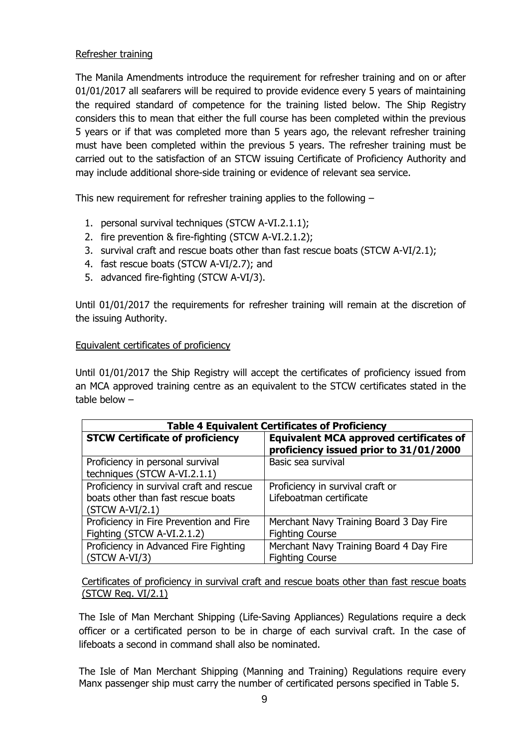## Refresher training

The Manila Amendments introduce the requirement for refresher training and on or after 01/01/2017 all seafarers will be required to provide evidence every 5 years of maintaining the required standard of competence for the training listed below. The Ship Registry considers this to mean that either the full course has been completed within the previous 5 years or if that was completed more than 5 years ago, the relevant refresher training must have been completed within the previous 5 years. The refresher training must be carried out to the satisfaction of an STCW issuing Certificate of Proficiency Authority and may include additional shore-side training or evidence of relevant sea service.

This new requirement for refresher training applies to the following –

1. personal survival techniques (STCW A-VI.2.1.1);
2. fire prevention & fire-fighting (STCW A-VI.2.1.2);
3. survival craft and rescue boats other than fast rescue boats (STCW A-VI/2.1);
4. fast rescue boats (STCW A-VI/2.7); and
5. advanced fire-fighting (STCW A-VI/3).

Until 01/01/2017 the requirements for refresher training will remain at the discretion of the issuing Authority.

## Equivalent certificates of proficiency

Until 01/01/2017 the Ship Registry will accept the certificates of proficiency issued from an MCA approved training centre as an equivalent to the STCW certificates stated in the table below –

**Table 4 Equivalent Certificates of Proficiency**

| **STCW Certificate of proficiency** | **Equivalent MCA approved certificates of proficiency issued prior to 31/01/2000** |
|---|---|
| Proficiency in personal survival techniques (STCW A-VI.2.1.1) | Basic sea survival |
| Proficiency in survival craft and rescue boats other than fast rescue boats (STCW A-VI/2.1) | Proficiency in survival craft or Lifeboatman certificate |
| Proficiency in Fire Prevention and Fire Fighting (STCW A-VI.2.1.2) | Merchant Navy Training Board 3 Day Fire Fighting Course |
| Proficiency in Advanced Fire Fighting (STCW A-VI/3) | Merchant Navy Training Board 4 Day Fire Fighting Course |

## Certificates of proficiency in survival craft and rescue boats other than fast rescue boats (STCW Reg. VI/2.1)

The Isle of Man Merchant Shipping (Life-Saving Appliances) Regulations require a deck officer or a certificated person to be in charge of each survival craft. In the case of lifeboats a second in command shall also be nominated.

The Isle of Man Merchant Shipping (Manning and Training) Regulations require every Manx passenger ship must carry the number of certificated persons specified in Table 5.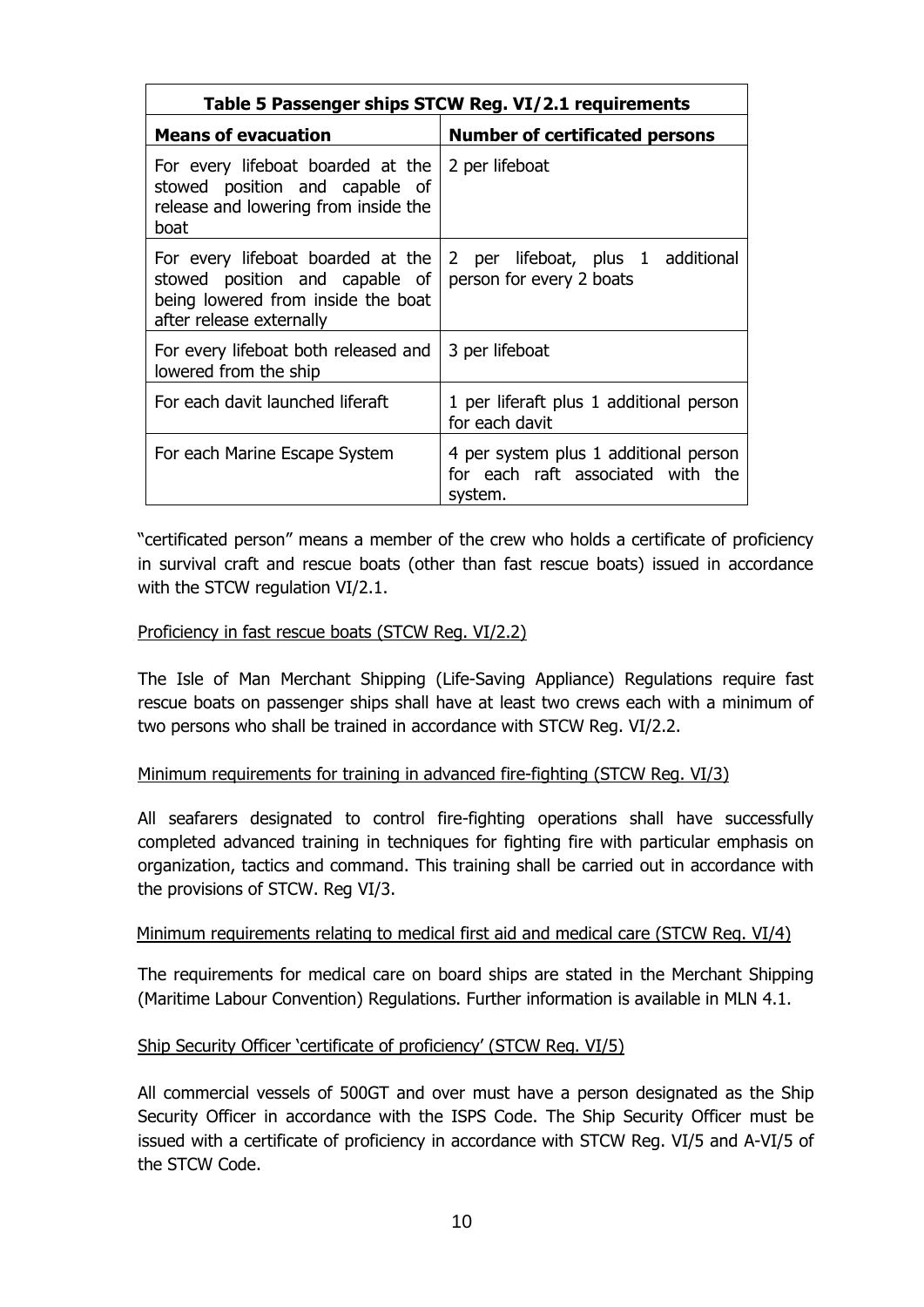| Table 5 Passenger ships STCW Reg. VI/2.1 requirements | |
|---|---|
| **Means of evacuation** | **Number of certificated persons** |
| For every lifeboat boarded at the stowed position and capable of release and lowering from inside the boat | 2 per lifeboat |
| For every lifeboat boarded at the stowed position and capable of being lowered from inside the boat after release externally | 2 per lifeboat, plus 1 additional person for every 2 boats |
| For every lifeboat both released and lowered from the ship | 3 per lifeboat |
| For each davit launched liferaft | 1 per liferaft plus 1 additional person for each davit |
| For each Marine Escape System | 4 per system plus 1 additional person for each raft associated with the system. |

"certificated person" means a member of the crew who holds a certificate of proficiency in survival craft and rescue boats (other than fast rescue boats) issued in accordance with the STCW regulation VI/2.1.

Proficiency in fast rescue boats (STCW Reg. VI/2.2)

The Isle of Man Merchant Shipping (Life-Saving Appliance) Regulations require fast rescue boats on passenger ships shall have at least two crews each with a minimum of two persons who shall be trained in accordance with STCW Reg. VI/2.2.

Minimum requirements for training in advanced fire-fighting (STCW Reg. VI/3)

All seafarers designated to control fire-fighting operations shall have successfully completed advanced training in techniques for fighting fire with particular emphasis on organization, tactics and command. This training shall be carried out in accordance with the provisions of STCW. Reg VI/3.

Minimum requirements relating to medical first aid and medical care (STCW Reg. VI/4)

The requirements for medical care on board ships are stated in the Merchant Shipping (Maritime Labour Convention) Regulations. Further information is available in MLN 4.1.

Ship Security Officer 'certificate of proficiency' (STCW Reg. VI/5)

All commercial vessels of 500GT and over must have a person designated as the Ship Security Officer in accordance with the ISPS Code. The Ship Security Officer must be issued with a certificate of proficiency in accordance with STCW Reg. VI/5 and A-VI/5 of the STCW Code.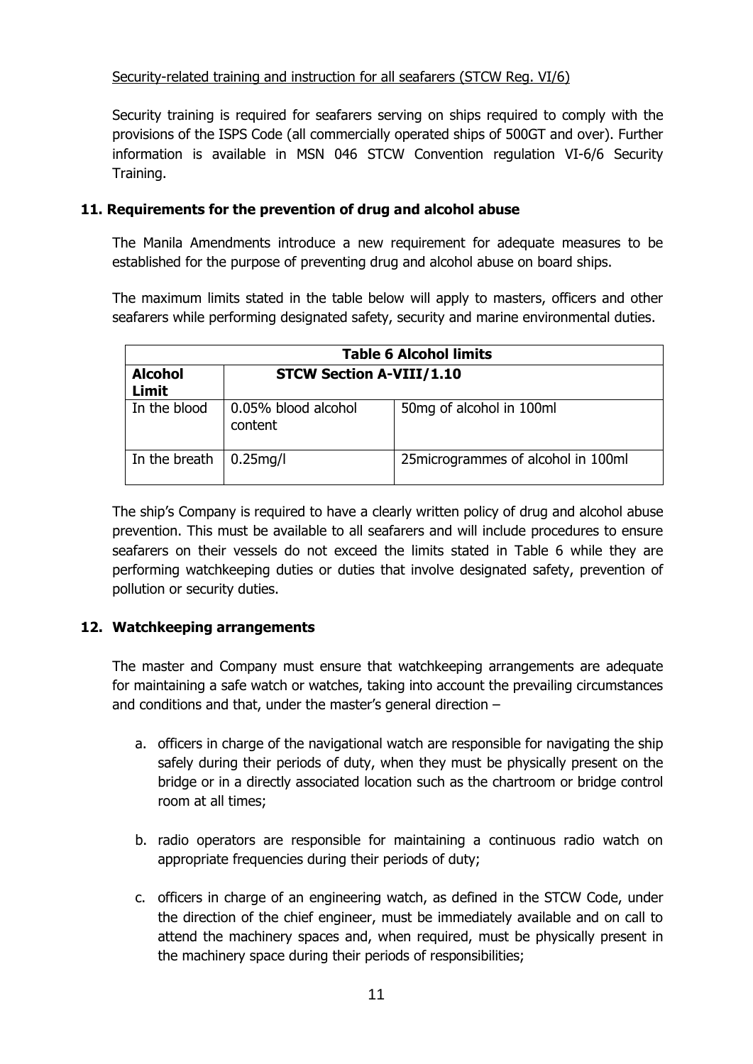Security-related training and instruction for all seafarers (STCW Reg. VI/6)

Security training is required for seafarers serving on ships required to comply with the provisions of the ISPS Code (all commercially operated ships of 500GT and over). Further information is available in MSN 046 STCW Convention regulation VI-6/6 Security Training.

## 11. Requirements for the prevention of drug and alcohol abuse

The Manila Amendments introduce a new requirement for adequate measures to be established for the purpose of preventing drug and alcohol abuse on board ships.

The maximum limits stated in the table below will apply to masters, officers and other seafarers while performing designated safety, security and marine environmental duties.

| **Table 6 Alcohol limits** | | |
|---|---|---|
| **Alcohol Limit** | **STCW Section A-VIII/1.10** | |
| In the blood | 0.05% blood alcohol content | 50mg of alcohol in 100ml |
| In the breath | 0.25mg/l | 25microgrammes of alcohol in 100ml |

The ship's Company is required to have a clearly written policy of drug and alcohol abuse prevention. This must be available to all seafarers and will include procedures to ensure seafarers on their vessels do not exceed the limits stated in Table 6 while they are performing watchkeeping duties or duties that involve designated safety, prevention of pollution or security duties.

## 12. Watchkeeping arrangements

The master and Company must ensure that watchkeeping arrangements are adequate for maintaining a safe watch or watches, taking into account the prevailing circumstances and conditions and that, under the master's general direction –

a. officers in charge of the navigational watch are responsible for navigating the ship safely during their periods of duty, when they must be physically present on the bridge or in a directly associated location such as the chartroom or bridge control room at all times;

b. radio operators are responsible for maintaining a continuous radio watch on appropriate frequencies during their periods of duty;

c. officers in charge of an engineering watch, as defined in the STCW Code, under the direction of the chief engineer, must be immediately available and on call to attend the machinery spaces and, when required, must be physically present in the machinery space during their periods of responsibilities;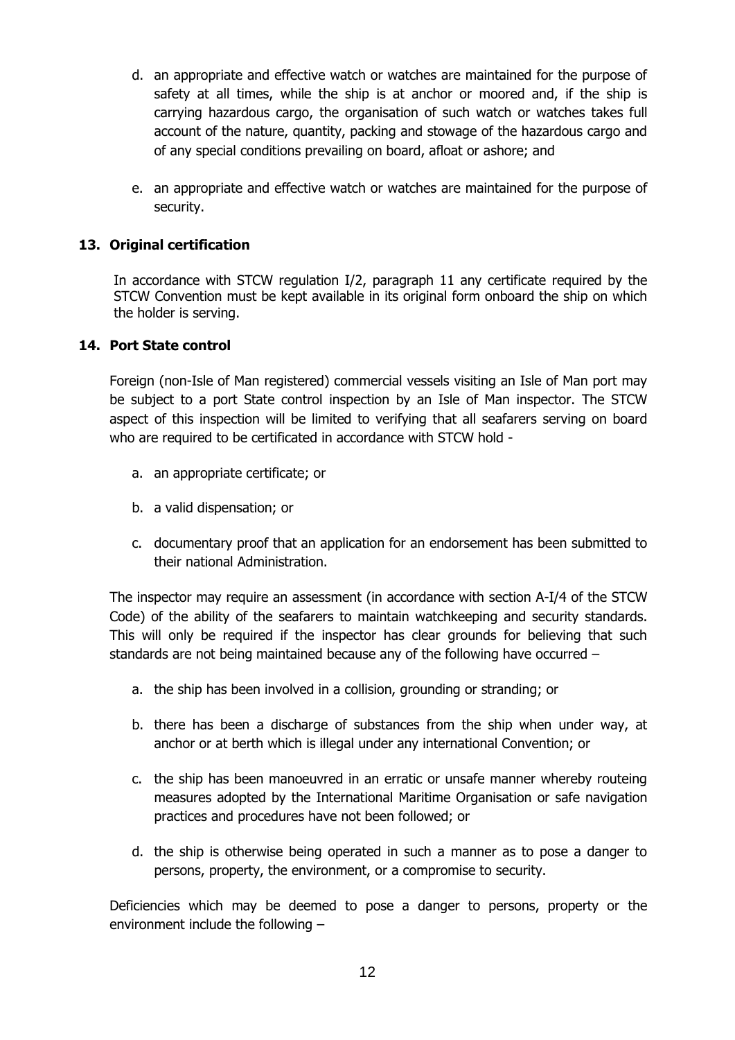d. an appropriate and effective watch or watches are maintained for the purpose of safety at all times, while the ship is at anchor or moored and, if the ship is carrying hazardous cargo, the organisation of such watch or watches takes full account of the nature, quantity, packing and stowage of the hazardous cargo and of any special conditions prevailing on board, afloat or ashore; and

e. an appropriate and effective watch or watches are maintained for the purpose of security.

## 13. Original certification

In accordance with STCW regulation I/2, paragraph 11 any certificate required by the STCW Convention must be kept available in its original form onboard the ship on which the holder is serving.

## 14. Port State control

Foreign (non-Isle of Man registered) commercial vessels visiting an Isle of Man port may be subject to a port State control inspection by an Isle of Man inspector. The STCW aspect of this inspection will be limited to verifying that all seafarers serving on board who are required to be certificated in accordance with STCW hold -

a. an appropriate certificate; or

b. a valid dispensation; or

c. documentary proof that an application for an endorsement has been submitted to their national Administration.

The inspector may require an assessment (in accordance with section A-I/4 of the STCW Code) of the ability of the seafarers to maintain watchkeeping and security standards. This will only be required if the inspector has clear grounds for believing that such standards are not being maintained because any of the following have occurred –

a. the ship has been involved in a collision, grounding or stranding; or

b. there has been a discharge of substances from the ship when under way, at anchor or at berth which is illegal under any international Convention; or

c. the ship has been manoeuvred in an erratic or unsafe manner whereby routeing measures adopted by the International Maritime Organisation or safe navigation practices and procedures have not been followed; or

d. the ship is otherwise being operated in such a manner as to pose a danger to persons, property, the environment, or a compromise to security.

Deficiencies which may be deemed to pose a danger to persons, property or the environment include the following –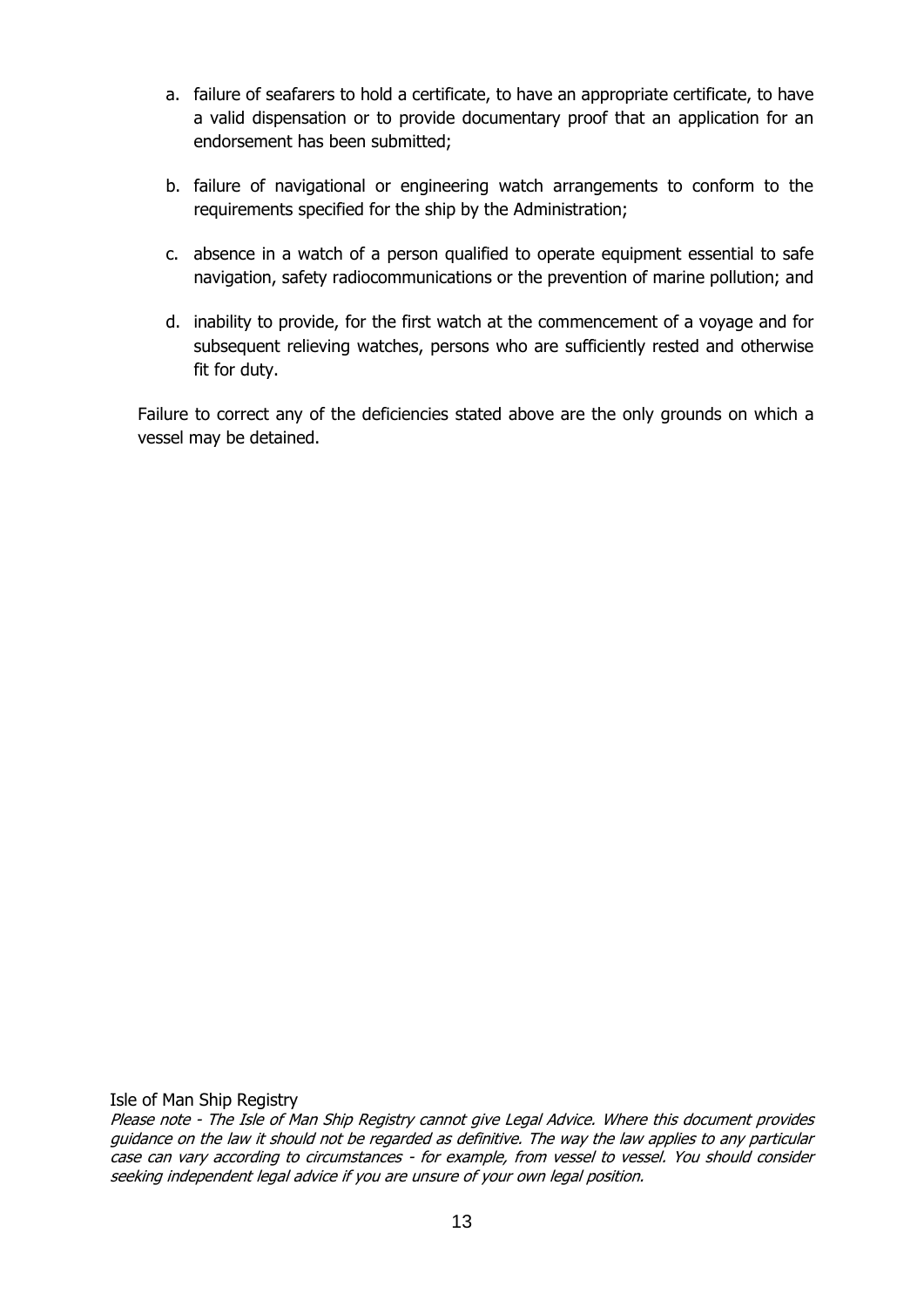a. failure of seafarers to hold a certificate, to have an appropriate certificate, to have a valid dispensation or to provide documentary proof that an application for an endorsement has been submitted;

b. failure of navigational or engineering watch arrangements to conform to the requirements specified for the ship by the Administration;

c. absence in a watch of a person qualified to operate equipment essential to safe navigation, safety radiocommunications or the prevention of marine pollution; and

d. inability to provide, for the first watch at the commencement of a voyage and for subsequent relieving watches, persons who are sufficiently rested and otherwise fit for duty.

Failure to correct any of the deficiencies stated above are the only grounds on which a vessel may be detained.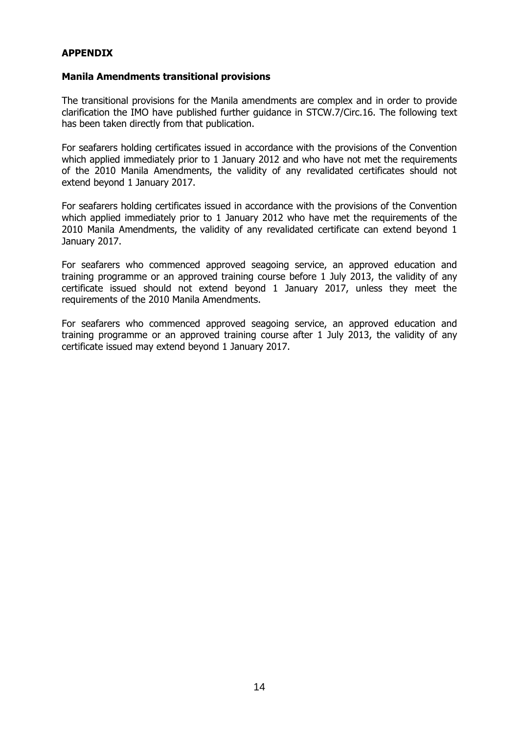## APPENDIX

### Manila Amendments transitional provisions

The transitional provisions for the Manila amendments are complex and in order to provide clarification the IMO have published further guidance in STCW.7/Circ.16. The following text has been taken directly from that publication.

For seafarers holding certificates issued in accordance with the provisions of the Convention which applied immediately prior to 1 January 2012 and who have not met the requirements of the 2010 Manila Amendments, the validity of any revalidated certificates should not extend beyond 1 January 2017.

For seafarers holding certificates issued in accordance with the provisions of the Convention which applied immediately prior to 1 January 2012 who have met the requirements of the 2010 Manila Amendments, the validity of any revalidated certificate can extend beyond 1 January 2017.

For seafarers who commenced approved seagoing service, an approved education and training programme or an approved training course before 1 July 2013, the validity of any certificate issued should not extend beyond 1 January 2017, unless they meet the requirements of the 2010 Manila Amendments.

For seafarers who commenced approved seagoing service, an approved education and training programme or an approved training course after 1 July 2013, the validity of any certificate issued may extend beyond 1 January 2017.